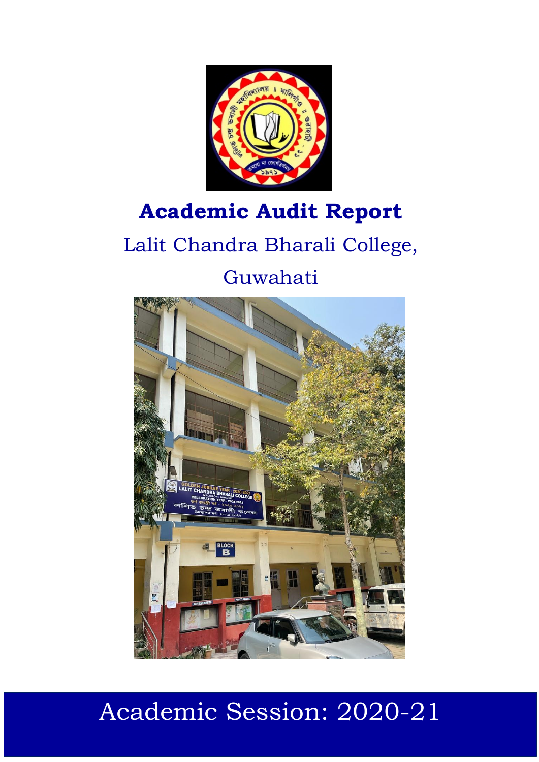# Academic Audit Report

Lalit Chandra Bharali College,

Guwahati

Academic Session: 2020-21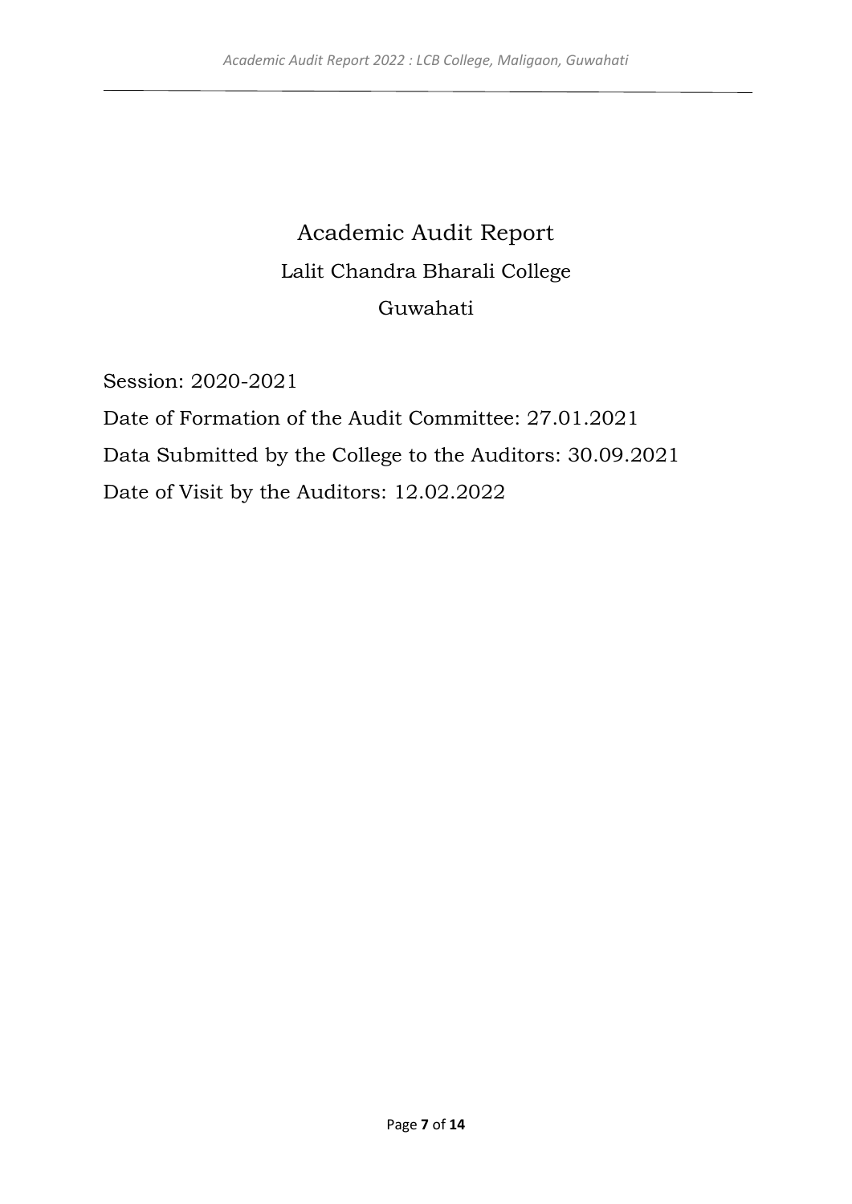# Academic Audit Report

## Lalit Chandra Bharali College

## Guwahati

Session: 2020-2021

Date of Formation of the Audit Committee: 27.01.2021

Data Submitted by the College to the Auditors: 30.09.2021

Date of Visit by the Auditors: 12.02.2022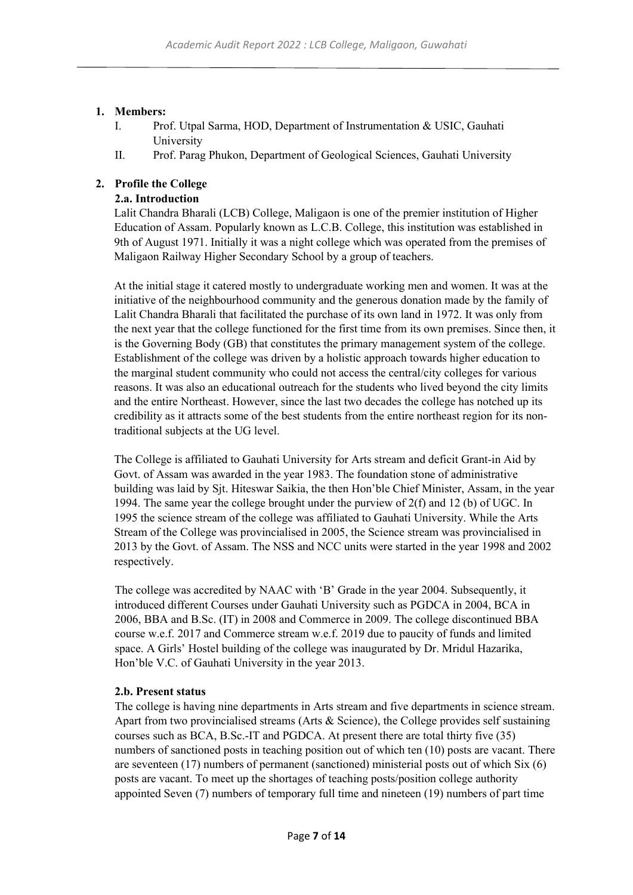1. **Members:**
   - I. Prof. Utpal Sarma, HOD, Department of Instrumentation & USIC, Gauhati University
   - II. Prof. Parag Phukon, Department of Geological Sciences, Gauhati University

2. **Profile the College**

**2.a. Introduction**

Lalit Chandra Bharali (LCB) College, Maligaon is one of the premier institution of Higher Education of Assam. Popularly known as L.C.B. College, this institution was established in 9th of August 1971. Initially it was a night college which was operated from the premises of Maligaon Railway Higher Secondary School by a group of teachers.

At the initial stage it catered mostly to undergraduate working men and women. It was at the initiative of the neighbourhood community and the generous donation made by the family of Lalit Chandra Bharali that facilitated the purchase of its own land in 1972. It was only from the next year that the college functioned for the first time from its own premises. Since then, it is the Governing Body (GB) that constitutes the primary management system of the college. Establishment of the college was driven by a holistic approach towards higher education to the marginal student community who could not access the central/city colleges for various reasons. It was also an educational outreach for the students who lived beyond the city limits and the entire Northeast. However, since the last two decades the college has notched up its credibility as it attracts some of the best students from the entire northeast region for its non-traditional subjects at the UG level.

The College is affiliated to Gauhati University for Arts stream and deficit Grant-in Aid by Govt. of Assam was awarded in the year 1983. The foundation stone of administrative building was laid by Sjt. Hiteswar Saikia, the then Hon'ble Chief Minister, Assam, in the year 1994. The same year the college brought under the purview of 2(f) and 12 (b) of UGC. In 1995 the science stream of the college was affiliated to Gauhati University. While the Arts Stream of the College was provincialised in 2005, the Science stream was provincialised in 2013 by the Govt. of Assam. The NSS and NCC units were started in the year 1998 and 2002 respectively.

The college was accredited by NAAC with 'B' Grade in the year 2004. Subsequently, it introduced different Courses under Gauhati University such as PGDCA in 2004, BCA in 2006, BBA and B.Sc. (IT) in 2008 and Commerce in 2009. The college discontinued BBA course w.e.f. 2017 and Commerce stream w.e.f. 2019 due to paucity of funds and limited space. A Girls' Hostel building of the college was inaugurated by Dr. Mridul Hazarika, Hon'ble V.C. of Gauhati University in the year 2013.

**2.b. Present status**

The college is having nine departments in Arts stream and five departments in science stream. Apart from two provincialised streams (Arts & Science), the College provides self sustaining courses such as BCA, B.Sc.-IT and PGDCA. At present there are total thirty five (35) numbers of sanctioned posts in teaching position out of which ten (10) posts are vacant. There are seventeen (17) numbers of permanent (sanctioned) ministerial posts out of which Six (6) posts are vacant. To meet up the shortages of teaching posts/position college authority appointed Seven (7) numbers of temporary full time and nineteen (19) numbers of part time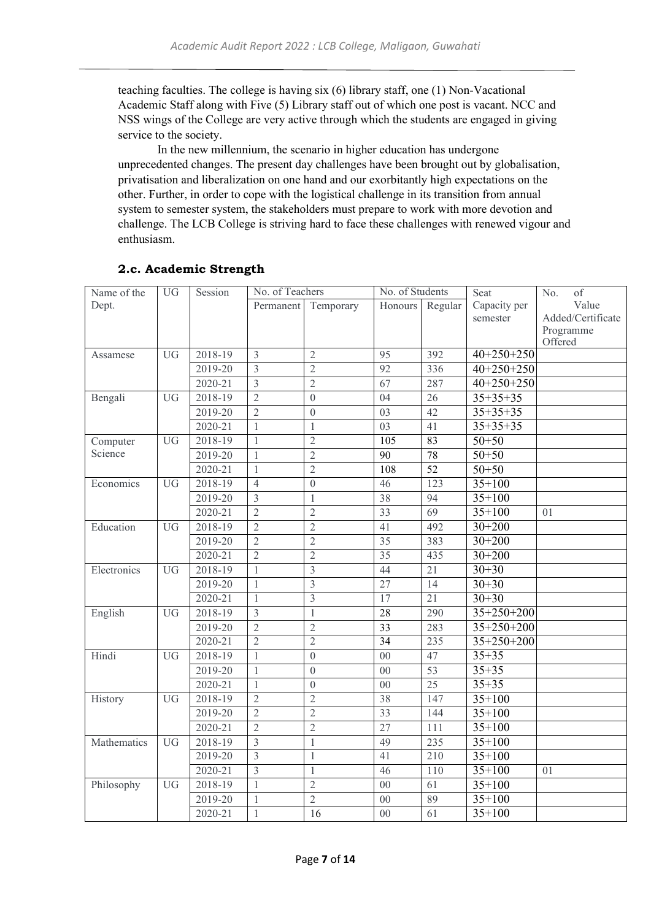teaching faculties. The college is having six (6) library staff, one (1) Non-Vacational Academic Staff along with Five (5) Library staff out of which one post is vacant. NCC and NSS wings of the College are very active through which the students are engaged in giving service to the society.

In the new millennium, the scenario in higher education has undergone unprecedented changes. The present day challenges have been brought out by globalisation, privatisation and liberalization on one hand and our exorbitantly high expectations on the other. Further, in order to cope with the logistical challenge in its transition from annual system to semester system, the stakeholders must prepare to work with more devotion and challenge. The LCB College is striving hard to face these challenges with renewed vigour and enthusiasm.

## 2.c. Academic Strength

| Name of the Dept. | UG | Session | No. of Teachers | | No. of Students | | Seat Capacity per semester | No. of Value Added/Certificate Programme Offered |
|---|---|---|---|---|---|---|---|---|
| | | | Permanent | Temporary | Honours | Regular | | |
| Assamese | UG | 2018-19 | 3 | 2 | 95 | 392 | 40+250+250 | |
| | | 2019-20 | 3 | 2 | 92 | 336 | 40+250+250 | |
| | | 2020-21 | 3 | 2 | 67 | 287 | 40+250+250 | |
| Bengali | UG | 2018-19 | 2 | 0 | 04 | 26 | 35+35+35 | |
| | | 2019-20 | 2 | 0 | 03 | 42 | 35+35+35 | |
| | | 2020-21 | 1 | 1 | 03 | 41 | 35+35+35 | |
| Computer Science | UG | 2018-19 | 1 | 2 | 105 | 83 | 50+50 | |
| | | 2019-20 | 1 | 2 | 90 | 78 | 50+50 | |
| | | 2020-21 | 1 | 2 | 108 | 52 | 50+50 | |
| Economics | UG | 2018-19 | 4 | 0 | 46 | 123 | 35+100 | |
| | | 2019-20 | 3 | 1 | 38 | 94 | 35+100 | |
| | | 2020-21 | 2 | 2 | 33 | 69 | 35+100 | 01 |
| Education | UG | 2018-19 | 2 | 2 | 41 | 492 | 30+200 | |
| | | 2019-20 | 2 | 2 | 35 | 383 | 30+200 | |
| | | 2020-21 | 2 | 2 | 35 | 435 | 30+200 | |
| Electronics | UG | 2018-19 | 1 | 3 | 44 | 21 | 30+30 | |
| | | 2019-20 | 1 | 3 | 27 | 14 | 30+30 | |
| | | 2020-21 | 1 | 3 | 17 | 21 | 30+30 | |
| English | UG | 2018-19 | 3 | 1 | 28 | 290 | 35+250+200 | |
| | | 2019-20 | 2 | 2 | 33 | 283 | 35+250+200 | |
| | | 2020-21 | 2 | 2 | 34 | 235 | 35+250+200 | |
| Hindi | UG | 2018-19 | 1 | 0 | 00 | 47 | 35+35 | |
| | | 2019-20 | 1 | 0 | 00 | 53 | 35+35 | |
| | | 2020-21 | 1 | 0 | 00 | 25 | 35+35 | |
| History | UG | 2018-19 | 2 | 2 | 38 | 147 | 35+100 | |
| | | 2019-20 | 2 | 2 | 33 | 144 | 35+100 | |
| | | 2020-21 | 2 | 2 | 27 | 111 | 35+100 | |
| Mathematics | UG | 2018-19 | 3 | 1 | 49 | 235 | 35+100 | |
| | | 2019-20 | 3 | 1 | 41 | 210 | 35+100 | |
| | | 2020-21 | 3 | 1 | 46 | 110 | 35+100 | 01 |
| Philosophy | UG | 2018-19 | 1 | 2 | 00 | 61 | 35+100 | |
| | | 2019-20 | 1 | 2 | 00 | 89 | 35+100 | |
| | | 2020-21 | 1 | 16 | 00 | 61 | 35+100 | |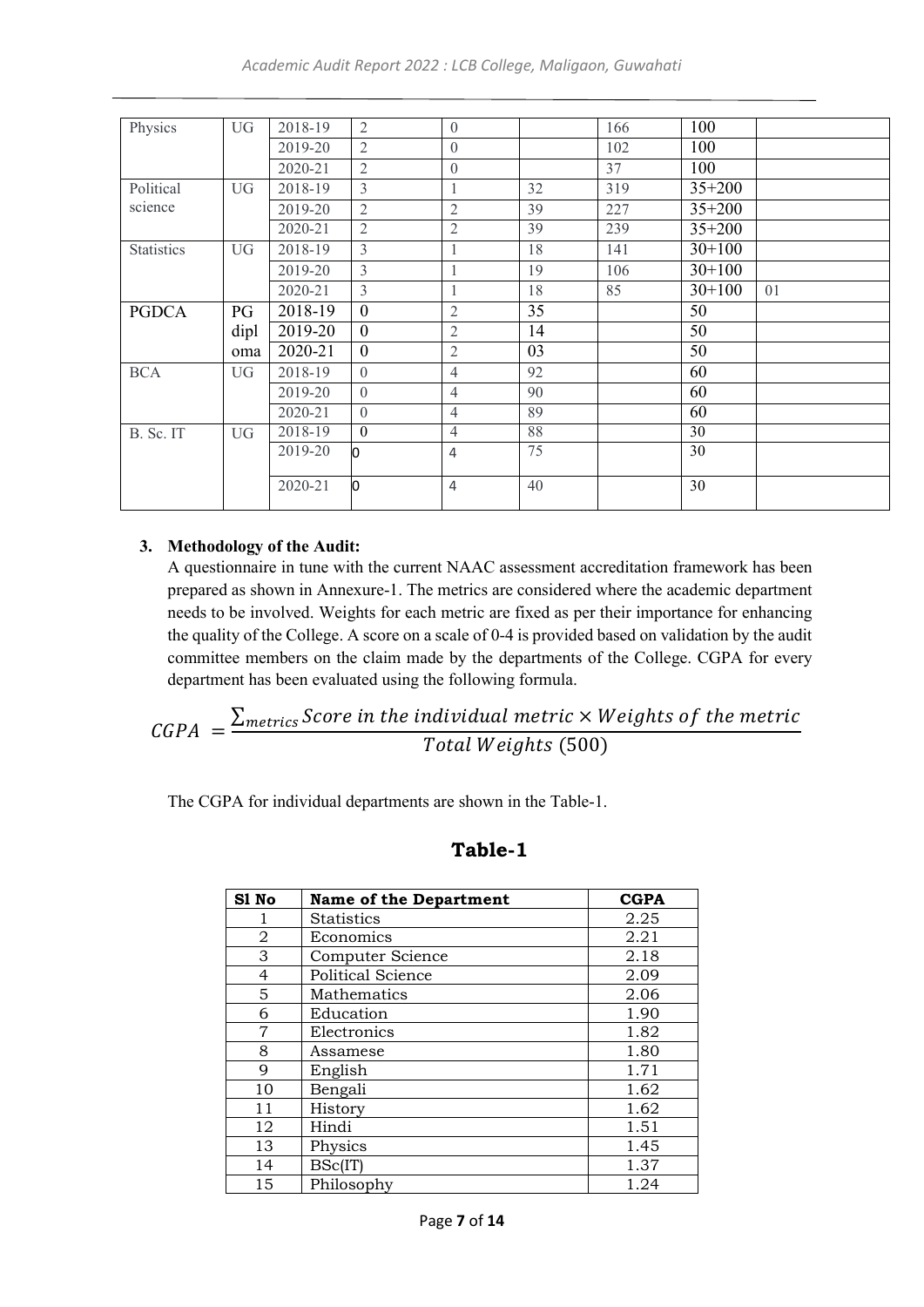| Physics | UG | 2018-19 | 2 | 0 | | 166 | 100 | |
|---|---|---|---|---|---|---|---|---|
| | | 2019-20 | 2 | 0 | | 102 | 100 | |
| | | 2020-21 | 2 | 0 | | 37 | 100 | |
| Political science | UG | 2018-19 | 3 | 1 | 32 | 319 | 35+200 | |
| | | 2019-20 | 2 | 2 | 39 | 227 | 35+200 | |
| | | 2020-21 | 2 | 2 | 39 | 239 | 35+200 | |
| Statistics | UG | 2018-19 | 3 | 1 | 18 | 141 | 30+100 | |
| | | 2019-20 | 3 | 1 | 19 | 106 | 30+100 | |
| | | 2020-21 | 3 | 1 | 18 | 85 | 30+100 | 01 |
| PGDCA | PG diploma | 2018-19 | 0 | 2 | 35 | | 50 | |
| | | 2019-20 | 0 | 2 | 14 | | 50 | |
| | | 2020-21 | 0 | 2 | 03 | | 50 | |
| BCA | UG | 2018-19 | 0 | 4 | 92 | | 60 | |
| | | 2019-20 | 0 | 4 | 90 | | 60 | |
| | | 2020-21 | 0 | 4 | 89 | | 60 | |
| B. Sc. IT | UG | 2018-19 | 0 | 4 | 88 | | 30 | |
| | | 2019-20 | 0 | 4 | 75 | | 30 | |
| | | 2020-21 | 0 | 4 | 40 | | 30 | |

3. **Methodology of the Audit:**

A questionnaire in tune with the current NAAC assessment accreditation framework has been prepared as shown in Annexure-1. The metrics are considered where the academic department needs to be involved. Weights for each metric are fixed as per their importance for enhancing the quality of the College. A score on a scale of 0-4 is provided based on validation by the audit committee members on the claim made by the departments of the College. CGPA for every department has been evaluated using the following formula.

$$CGPA = \frac{\sum_{metrics} Score\ in\ the\ individual\ metric \times Weights\ of\ the\ metric}{Total\ Weights\ (500)}$$

The CGPA for individual departments are shown in the Table-1.

## Table-1

| Sl No | Name of the Department | CGPA |
|---|---|---|
| 1 | Statistics | 2.25 |
| 2 | Economics | 2.21 |
| 3 | Computer Science | 2.18 |
| 4 | Political Science | 2.09 |
| 5 | Mathematics | 2.06 |
| 6 | Education | 1.90 |
| 7 | Electronics | 1.82 |
| 8 | Assamese | 1.80 |
| 9 | English | 1.71 |
| 10 | Bengali | 1.62 |
| 11 | History | 1.62 |
| 12 | Hindi | 1.51 |
| 13 | Physics | 1.45 |
| 14 | BSc(IT) | 1.37 |
| 15 | Philosophy | 1.24 |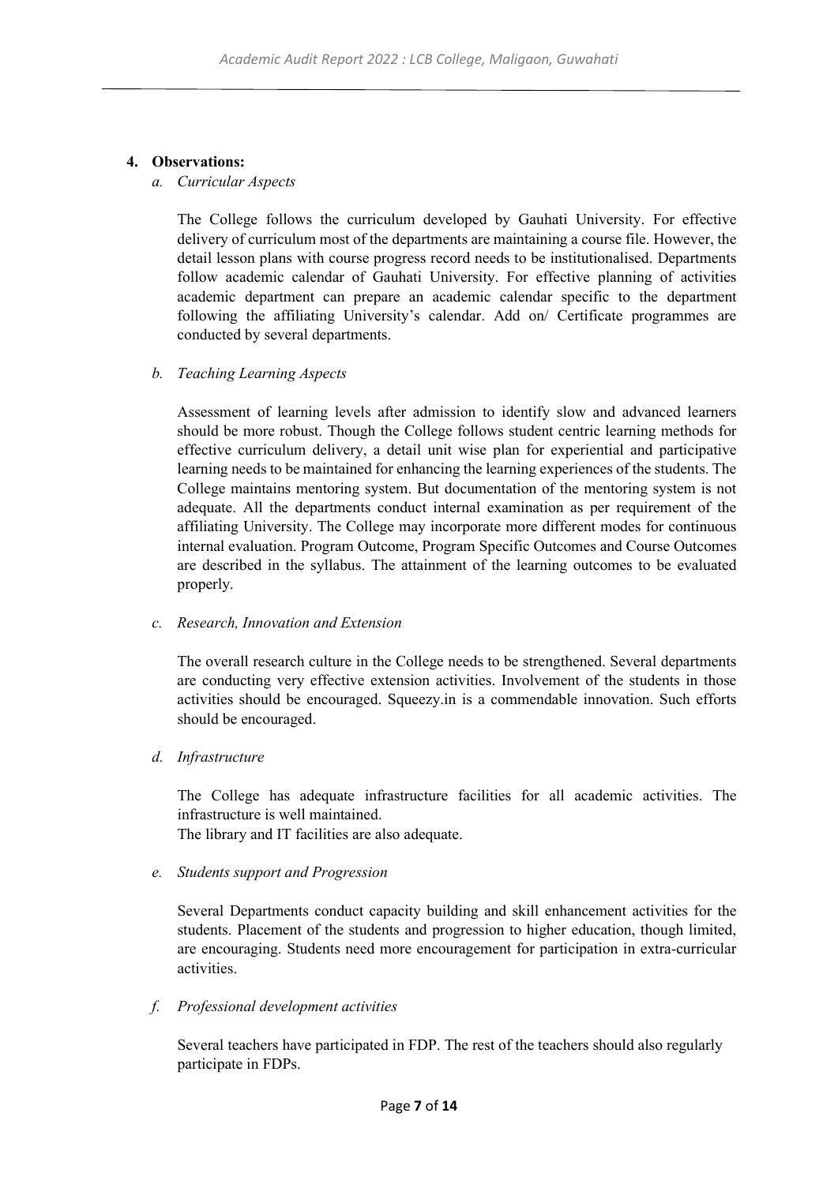## 4. Observations:

### a. *Curricular Aspects*

The College follows the curriculum developed by Gauhati University. For effective delivery of curriculum most of the departments are maintaining a course file. However, the detail lesson plans with course progress record needs to be institutionalised. Departments follow academic calendar of Gauhati University. For effective planning of activities academic department can prepare an academic calendar specific to the department following the affiliating University's calendar. Add on/ Certificate programmes are conducted by several departments.

### b. *Teaching Learning Aspects*

Assessment of learning levels after admission to identify slow and advanced learners should be more robust. Though the College follows student centric learning methods for effective curriculum delivery, a detail unit wise plan for experiential and participative learning needs to be maintained for enhancing the learning experiences of the students. The College maintains mentoring system. But documentation of the mentoring system is not adequate. All the departments conduct internal examination as per requirement of the affiliating University. The College may incorporate more different modes for continuous internal evaluation. Program Outcome, Program Specific Outcomes and Course Outcomes are described in the syllabus. The attainment of the learning outcomes to be evaluated properly.

### c. *Research, Innovation and Extension*

The overall research culture in the College needs to be strengthened. Several departments are conducting very effective extension activities. Involvement of the students in those activities should be encouraged. Squeezy.in is a commendable innovation. Such efforts should be encouraged.

### d. *Infrastructure*

The College has adequate infrastructure facilities for all academic activities. The infrastructure is well maintained.
The library and IT facilities are also adequate.

### e. *Students support and Progression*

Several Departments conduct capacity building and skill enhancement activities for the students. Placement of the students and progression to higher education, though limited, are encouraging. Students need more encouragement for participation in extra-curricular activities.

### f. *Professional development activities*

Several teachers have participated in FDP. The rest of the teachers should also regularly participate in FDPs.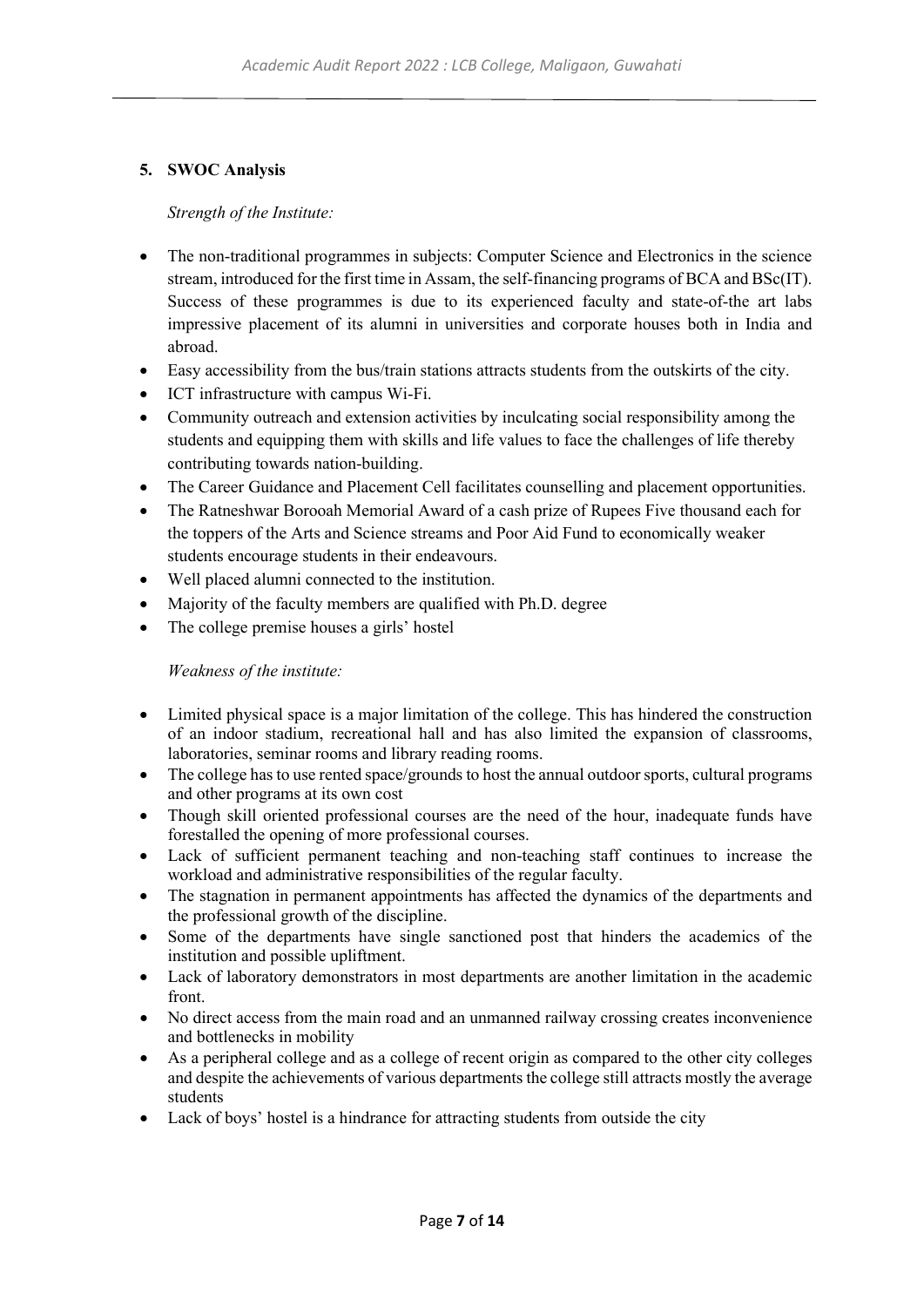## 5. SWOC Analysis

*Strength of the Institute:*

- The non-traditional programmes in subjects: Computer Science and Electronics in the science stream, introduced for the first time in Assam, the self-financing programs of BCA and BSc(IT). Success of these programmes is due to its experienced faculty and state-of-the art labs impressive placement of its alumni in universities and corporate houses both in India and abroad.
- Easy accessibility from the bus/train stations attracts students from the outskirts of the city.
- ICT infrastructure with campus Wi-Fi.
- Community outreach and extension activities by inculcating social responsibility among the students and equipping them with skills and life values to face the challenges of life thereby contributing towards nation-building.
- The Career Guidance and Placement Cell facilitates counselling and placement opportunities.
- The Ratneshwar Borooah Memorial Award of a cash prize of Rupees Five thousand each for the toppers of the Arts and Science streams and Poor Aid Fund to economically weaker students encourage students in their endeavours.
- Well placed alumni connected to the institution.
- Majority of the faculty members are qualified with Ph.D. degree
- The college premise houses a girls' hostel

*Weakness of the institute:*

- Limited physical space is a major limitation of the college. This has hindered the construction of an indoor stadium, recreational hall and has also limited the expansion of classrooms, laboratories, seminar rooms and library reading rooms.
- The college has to use rented space/grounds to host the annual outdoor sports, cultural programs and other programs at its own cost
- Though skill oriented professional courses are the need of the hour, inadequate funds have forestalled the opening of more professional courses.
- Lack of sufficient permanent teaching and non-teaching staff continues to increase the workload and administrative responsibilities of the regular faculty.
- The stagnation in permanent appointments has affected the dynamics of the departments and the professional growth of the discipline.
- Some of the departments have single sanctioned post that hinders the academics of the institution and possible upliftment.
- Lack of laboratory demonstrators in most departments are another limitation in the academic front.
- No direct access from the main road and an unmanned railway crossing creates inconvenience and bottlenecks in mobility
- As a peripheral college and as a college of recent origin as compared to the other city colleges and despite the achievements of various departments the college still attracts mostly the average students
- Lack of boys' hostel is a hindrance for attracting students from outside the city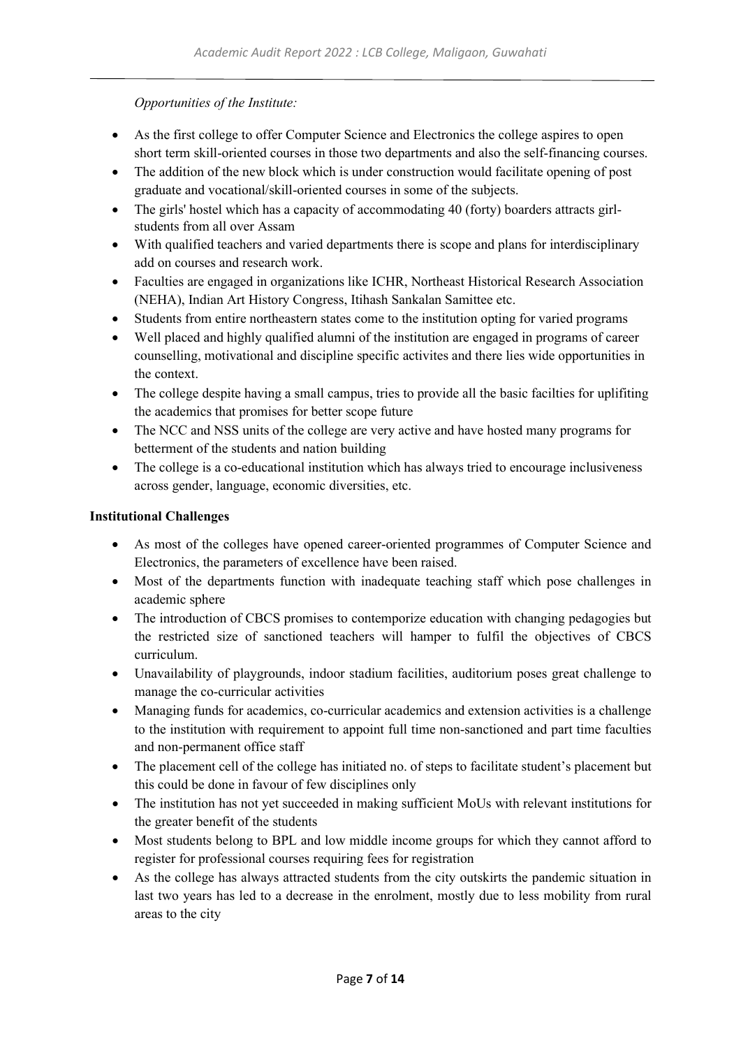*Opportunities of the Institute:*

- As the first college to offer Computer Science and Electronics the college aspires to open short term skill-oriented courses in those two departments and also the self-financing courses.
- The addition of the new block which is under construction would facilitate opening of post graduate and vocational/skill-oriented courses in some of the subjects.
- The girls' hostel which has a capacity of accommodating 40 (forty) boarders attracts girl-students from all over Assam
- With qualified teachers and varied departments there is scope and plans for interdisciplinary add on courses and research work.
- Faculties are engaged in organizations like ICHR, Northeast Historical Research Association (NEHA), Indian Art History Congress, Itihash Sankalan Samittee etc.
- Students from entire northeastern states come to the institution opting for varied programs
- Well placed and highly qualified alumni of the institution are engaged in programs of career counselling, motivational and discipline specific activites and there lies wide opportunities in the context.
- The college despite having a small campus, tries to provide all the basic facilties for uplifiting the academics that promises for better scope future
- The NCC and NSS units of the college are very active and have hosted many programs for betterment of the students and nation building
- The college is a co-educational institution which has always tried to encourage inclusiveness across gender, language, economic diversities, etc.

**Institutional Challenges**

- As most of the colleges have opened career-oriented programmes of Computer Science and Electronics, the parameters of excellence have been raised.
- Most of the departments function with inadequate teaching staff which pose challenges in academic sphere
- The introduction of CBCS promises to contemporize education with changing pedagogies but the restricted size of sanctioned teachers will hamper to fulfil the objectives of CBCS curriculum.
- Unavailability of playgrounds, indoor stadium facilities, auditorium poses great challenge to manage the co-curricular activities
- Managing funds for academics, co-curricular academics and extension activities is a challenge to the institution with requirement to appoint full time non-sanctioned and part time faculties and non-permanent office staff
- The placement cell of the college has initiated no. of steps to facilitate student's placement but this could be done in favour of few disciplines only
- The institution has not yet succeeded in making sufficient MoUs with relevant institutions for the greater benefit of the students
- Most students belong to BPL and low middle income groups for which they cannot afford to register for professional courses requiring fees for registration
- As the college has always attracted students from the city outskirts the pandemic situation in last two years has led to a decrease in the enrolment, mostly due to less mobility from rural areas to the city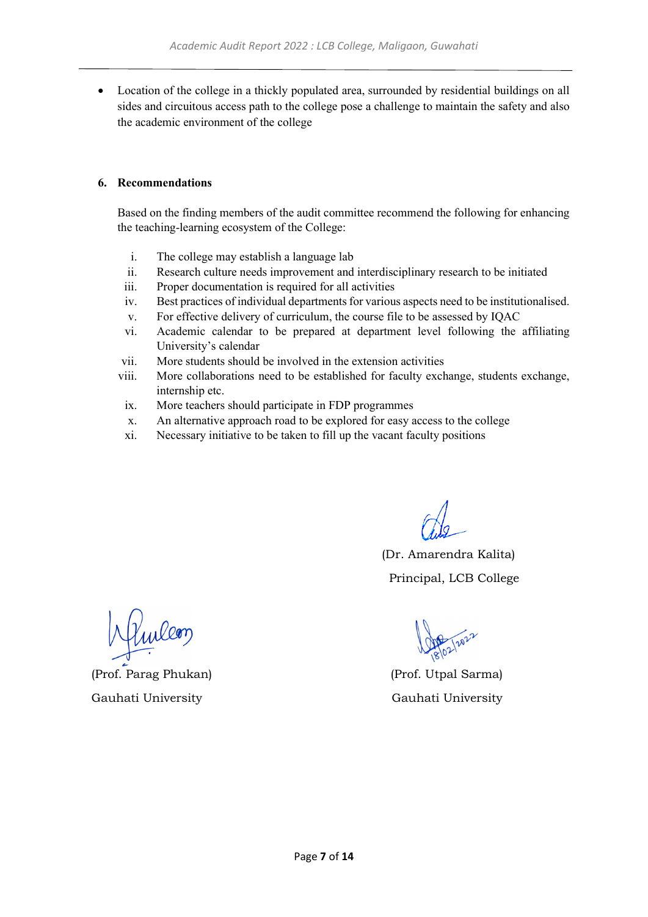- Location of the college in a thickly populated area, surrounded by residential buildings on all sides and circuitous access path to the college pose a challenge to maintain the safety and also the academic environment of the college

**6. Recommendations**

Based on the finding members of the audit committee recommend the following for enhancing the teaching-learning ecosystem of the College:

i. The college may establish a language lab
ii. Research culture needs improvement and interdisciplinary research to be initiated
iii. Proper documentation is required for all activities
iv. Best practices of individual departments for various aspects need to be institutionalised.
v. For effective delivery of curriculum, the course file to be assessed by IQAC
vi. Academic calendar to be prepared at department level following the affiliating University's calendar
vii. More students should be involved in the extension activities
viii. More collaborations need to be established for faculty exchange, students exchange, internship etc.
ix. More teachers should participate in FDP programmes
x. An alternative approach road to be explored for easy access to the college
xi. Necessary initiative to be taken to fill up the vacant faculty positions

(Dr. Amarendra Kalita)
Principal, LCB College

(Prof. Parag Phukan)
Gauhati University

18/02/2022
(Prof. Utpal Sarma)
Gauhati University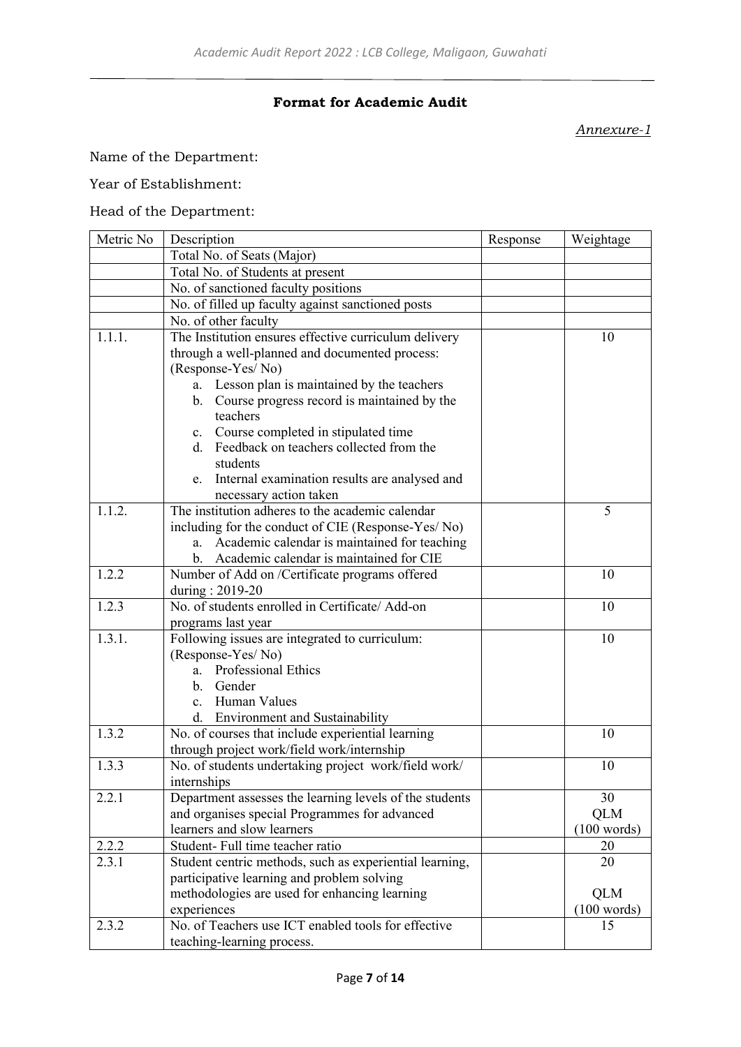**Format for Academic Audit**

*Annexure-1*

Name of the Department:

Year of Establishment:

Head of the Department:

| Metric No | Description | Response | Weightage |
|---|---|---|---|
| | Total No. of Seats (Major) | | |
| | Total No. of Students at present | | |
| | No. of sanctioned faculty positions | | |
| | No. of filled up faculty against sanctioned posts | | |
| | No. of other faculty | | |
| 1.1.1. | The Institution ensures effective curriculum delivery through a well-planned and documented process: (Response-Yes/ No)<br>a. Lesson plan is maintained by the teachers<br>b. Course progress record is maintained by the teachers<br>c. Course completed in stipulated time<br>d. Feedback on teachers collected from the students<br>e. Internal examination results are analysed and necessary action taken | | 10 |
| 1.1.2. | The institution adheres to the academic calendar including for the conduct of CIE (Response-Yes/ No)<br>a. Academic calendar is maintained for teaching<br>b. Academic calendar is maintained for CIE | | 5 |
| 1.2.2 | Number of Add on /Certificate programs offered during : 2019-20 | | 10 |
| 1.2.3 | No. of students enrolled in Certificate/ Add-on programs last year | | 10 |
| 1.3.1. | Following issues are integrated to curriculum: (Response-Yes/ No)<br>a. Professional Ethics<br>b. Gender<br>c. Human Values<br>d. Environment and Sustainability | | 10 |
| 1.3.2 | No. of courses that include experiential learning through project work/field work/internship | | 10 |
| 1.3.3 | No. of students undertaking project work/field work/ internships | | 10 |
| 2.2.1 | Department assesses the learning levels of the students and organises special Programmes for advanced learners and slow learners | | 30<br>QLM<br>(100 words) |
| 2.2.2 | Student- Full time teacher ratio | | 20 |
| 2.3.1 | Student centric methods, such as experiential learning, participative learning and problem solving methodologies are used for enhancing learning experiences | | 20<br>QLM<br>(100 words) |
| 2.3.2 | No. of Teachers use ICT enabled tools for effective teaching-learning process. | | 15 |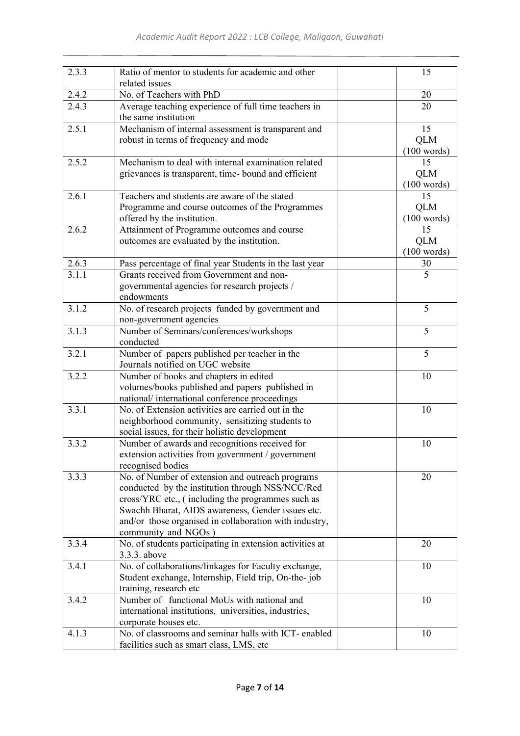| 2.3.3 | Ratio of mentor to students for academic and other related issues | | 15 |
|---|---|---|---|
| 2.4.2 | No. of Teachers with PhD | | 20 |
| 2.4.3 | Average teaching experience of full time teachers in the same institution | | 20 |
| 2.5.1 | Mechanism of internal assessment is transparent and robust in terms of frequency and mode | | 15 QLM (100 words) |
| 2.5.2 | Mechanism to deal with internal examination related grievances is transparent, time- bound and efficient | | 15 QLM (100 words) |
| 2.6.1 | Teachers and students are aware of the stated Programme and course outcomes of the Programmes offered by the institution. | | 15 QLM (100 words) |
| 2.6.2 | Attainment of Programme outcomes and course outcomes are evaluated by the institution. | | 15 QLM (100 words) |
| 2.6.3 | Pass percentage of final year Students in the last year | | 30 |
| 3.1.1 | Grants received from Government and non-governmental agencies for research projects / endowments | | 5 |
| 3.1.2 | No. of research projects funded by government and non-government agencies | | 5 |
| 3.1.3 | Number of Seminars/conferences/workshops conducted | | 5 |
| 3.2.1 | Number of papers published per teacher in the Journals notified on UGC website | | 5 |
| 3.2.2 | Number of books and chapters in edited volumes/books published and papers published in national/ international conference proceedings | | 10 |
| 3.3.1 | No. of Extension activities are carried out in the neighborhood community, sensitizing students to social issues, for their holistic development | | 10 |
| 3.3.2 | Number of awards and recognitions received for extension activities from government / government recognised bodies | | 10 |
| 3.3.3 | No. of Number of extension and outreach programs conducted by the institution through NSS/NCC/Red cross/YRC etc., ( including the programmes such as Swachh Bharat, AIDS awareness, Gender issues etc. and/or those organised in collaboration with industry, community and NGOs ) | | 20 |
| 3.3.4 | No. of students participating in extension activities at 3.3.3. above | | 20 |
| 3.4.1 | No. of collaborations/linkages for Faculty exchange, Student exchange, Internship, Field trip, On-the- job training, research etc | | 10 |
| 3.4.2 | Number of functional MoUs with national and international institutions, universities, industries, corporate houses etc. | | 10 |
| 4.1.3 | No. of classrooms and seminar halls with ICT- enabled facilities such as smart class, LMS, etc | | 10 |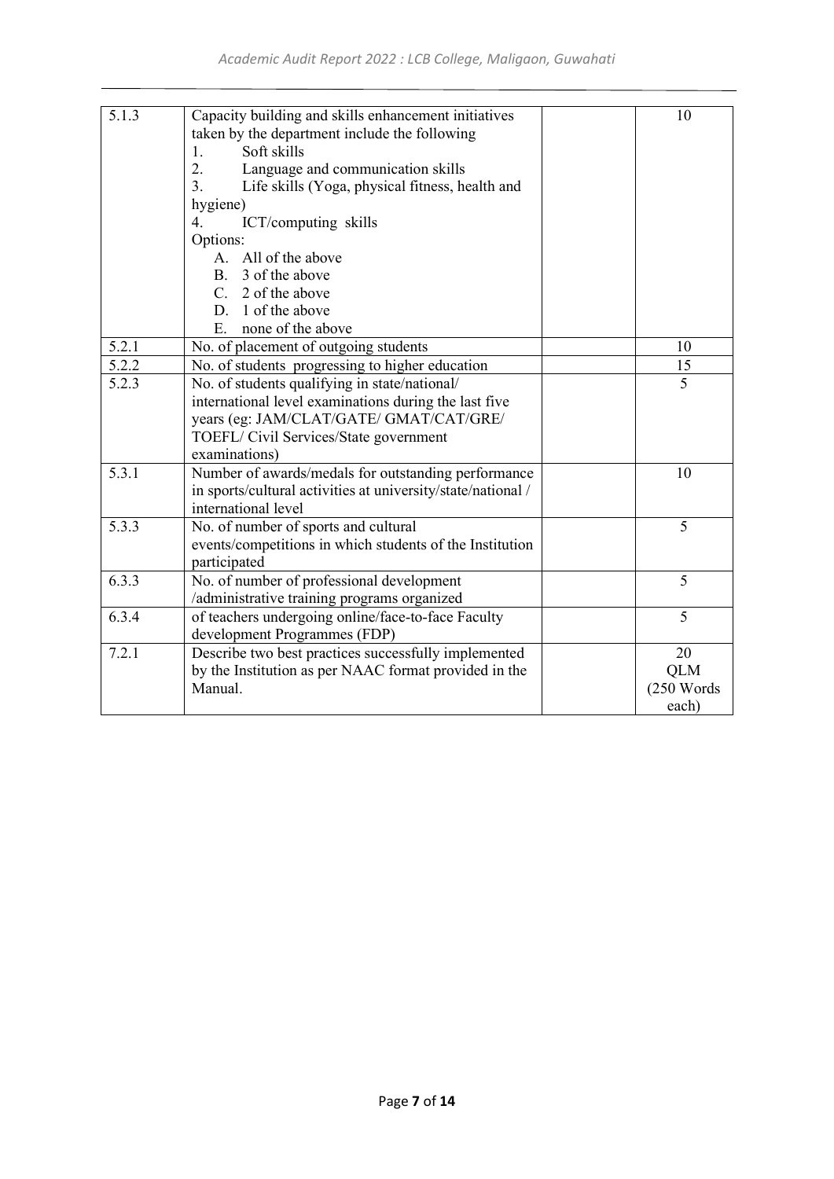| | | | |
|---|---|---|---|
| 5.1.3 | Capacity building and skills enhancement initiatives taken by the department include the following<br>1. Soft skills<br>2. Language and communication skills<br>3. Life skills (Yoga, physical fitness, health and hygiene)<br>4. ICT/computing skills<br>Options:<br>A. All of the above<br>B. 3 of the above<br>C. 2 of the above<br>D. 1 of the above<br>E. none of the above | | 10 |
| 5.2.1 | No. of placement of outgoing students | | 10 |
| 5.2.2 | No. of students progressing to higher education | | 15 |
| 5.2.3 | No. of students qualifying in state/national/ international level examinations during the last five years (eg: JAM/CLAT/GATE/ GMAT/CAT/GRE/ TOEFL/ Civil Services/State government examinations) | | 5 |
| 5.3.1 | Number of awards/medals for outstanding performance in sports/cultural activities at university/state/national / international level | | 10 |
| 5.3.3 | No. of number of sports and cultural events/competitions in which students of the Institution participated | | 5 |
| 6.3.3 | No. of number of professional development /administrative training programs organized | | 5 |
| 6.3.4 | of teachers undergoing online/face-to-face Faculty development Programmes (FDP) | | 5 |
| 7.2.1 | Describe two best practices successfully implemented by the Institution as per NAAC format provided in the Manual. | | 20 QLM (250 Words each) |